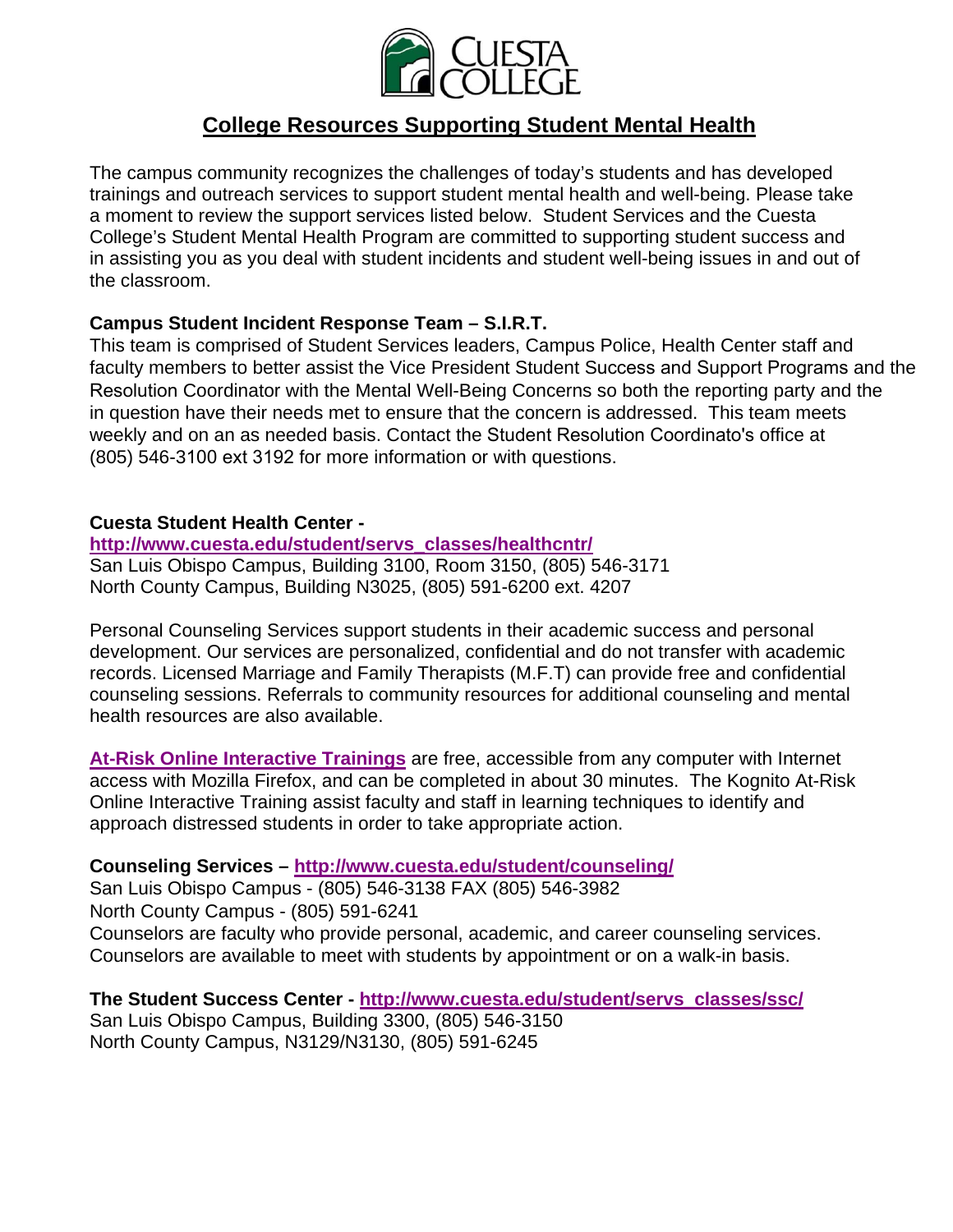# College Resources Supporting Student Mental Health

The campus community recognizes the challenges of today's students and has developed trainings and outreach services to support student mental health and well-being. Please take a moment to review the support services listed below. Student Services and the Cuesta College's Student Mental Health Program are committed to supporting student success and in assisting you as you deal with student incidents and student well-being issues in and out of the classroom.

**Campus Student Incident Response Team – S.I.R.T.**
This team is comprised of Student Services leaders, Campus Police, Health Center staff and faculty members to better assist the Vice President Student Success and Support Programs and the Resolution Coordinator with the Mental Well-Being Concerns so both the reporting party and the in question have their needs met to ensure that the concern is addressed. This team meets weekly and on an as needed basis. Contact the Student Resolution Coordinato's office at (805) 546-3100 ext 3192 for more information or with questions.

**Cuesta Student Health Center -**
**http://www.cuesta.edu/student/servs_classes/healthcntr/**
San Luis Obispo Campus, Building 3100, Room 3150, (805) 546-3171
North County Campus, Building N3025, (805) 591-6200 ext. 4207

Personal Counseling Services support students in their academic success and personal development. Our services are personalized, confidential and do not transfer with academic records. Licensed Marriage and Family Therapists (M.F.T) can provide free and confidential counseling sessions. Referrals to community resources for additional counseling and mental health resources are also available.

**At-Risk Online Interactive Trainings** are free, accessible from any computer with Internet access with Mozilla Firefox, and can be completed in about 30 minutes. The Kognito At-Risk Online Interactive Training assist faculty and staff in learning techniques to identify and approach distressed students in order to take appropriate action.

**Counseling Services – http://www.cuesta.edu/student/counseling/**
San Luis Obispo Campus - (805) 546-3138 FAX (805) 546-3982
North County Campus - (805) 591-6241
Counselors are faculty who provide personal, academic, and career counseling services. Counselors are available to meet with students by appointment or on a walk-in basis.

**The Student Success Center - http://www.cuesta.edu/student/servs_classes/ssc/**
San Luis Obispo Campus, Building 3300, (805) 546-3150
North County Campus, N3129/N3130, (805) 591-6245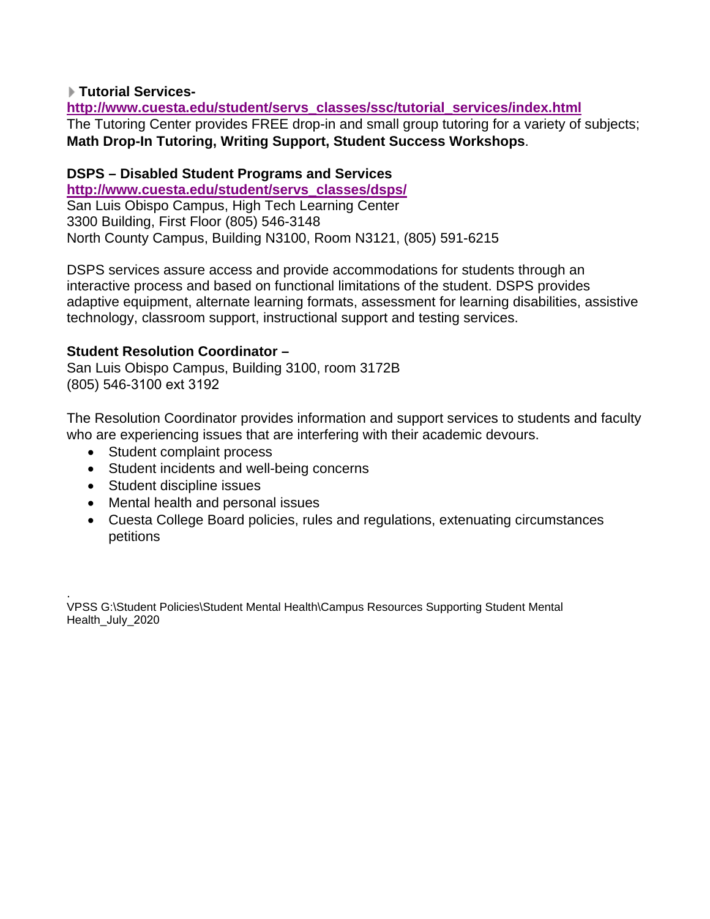**Tutorial Services-**
**http://www.cuesta.edu/student/servs_classes/ssc/tutorial_services/index.html**
The Tutoring Center provides FREE drop-in and small group tutoring for a variety of subjects; **Math Drop-In Tutoring, Writing Support, Student Success Workshops**.

**DSPS – Disabled Student Programs and Services**
**http://www.cuesta.edu/student/servs_classes/dsps/**
San Luis Obispo Campus, High Tech Learning Center
3300 Building, First Floor (805) 546-3148
North County Campus, Building N3100, Room N3121, (805) 591-6215

DSPS services assure access and provide accommodations for students through an interactive process and based on functional limitations of the student. DSPS provides adaptive equipment, alternate learning formats, assessment for learning disabilities, assistive technology, classroom support, instructional support and testing services.

**Student Resolution Coordinator –**
San Luis Obispo Campus, Building 3100, room 3172B
(805) 546-3100 ext 3192

The Resolution Coordinator provides information and support services to students and faculty who are experiencing issues that are interfering with their academic devours.

- Student complaint process
- Student incidents and well-being concerns
- Student discipline issues
- Mental health and personal issues
- Cuesta College Board policies, rules and regulations, extenuating circumstances petitions

.
VPSS G:\Student Policies\Student Mental Health\Campus Resources Supporting Student Mental Health_July_2020